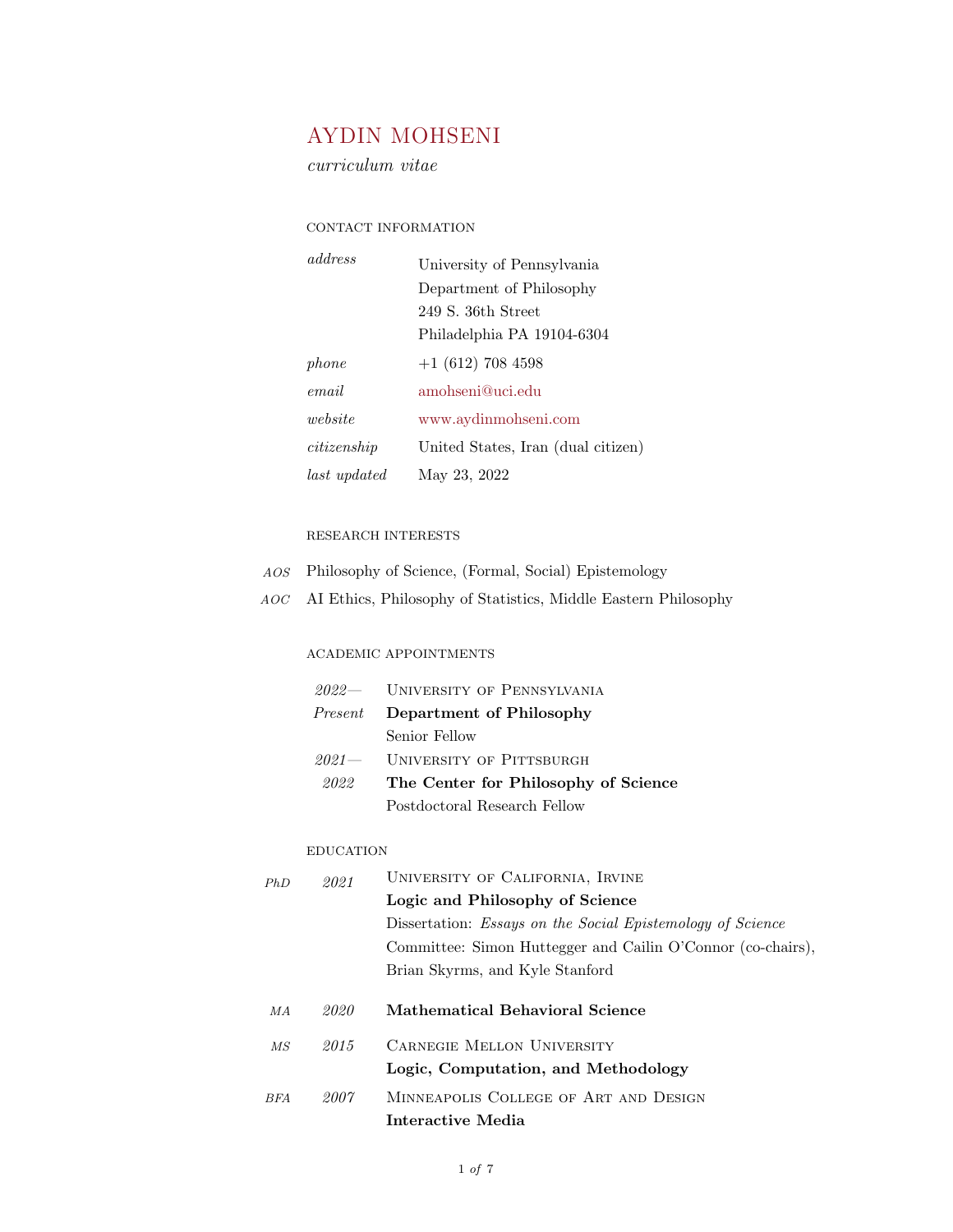# AYDIN MOHSENI

*curriculum vitae*

## CONTACT INFORMATION

| | |
|---|---|
| *address* | University of Pennsylvania<br>Department of Philosophy<br>249 S. 36th Street<br>Philadelphia PA 19104-6304 |
| *phone* | +1 (612) 708 4598 |
| *email* | amohseni@uci.edu |
| *website* | www.aydinmohseni.com |
| *citizenship* | United States, Iran (dual citizen) |
| *last updated* | May 23, 2022 |

## RESEARCH INTERESTS

*AOS* Philosophy of Science, (Formal, Social) Epistemology

*AOC* AI Ethics, Philosophy of Statistics, Middle Eastern Philosophy

## ACADEMIC APPOINTMENTS

*2022— Present*
University of Pennsylvania
**Department of Philosophy**
Senior Fellow

*2021— 2022*
University of Pittsburgh
**The Center for Philosophy of Science**
Postdoctoral Research Fellow

## EDUCATION

*PhD* *2021*
University of California, Irvine
**Logic and Philosophy of Science**
Dissertation: *Essays on the Social Epistemology of Science*
Committee: Simon Huttegger and Cailin O'Connor (co-chairs), Brian Skyrms, and Kyle Stanford

*MA* *2020*
**Mathematical Behavioral Science**

*MS* *2015*
Carnegie Mellon University
**Logic, Computation, and Methodology**

*BFA* *2007*
Minneapolis College of Art and Design
**Interactive Media**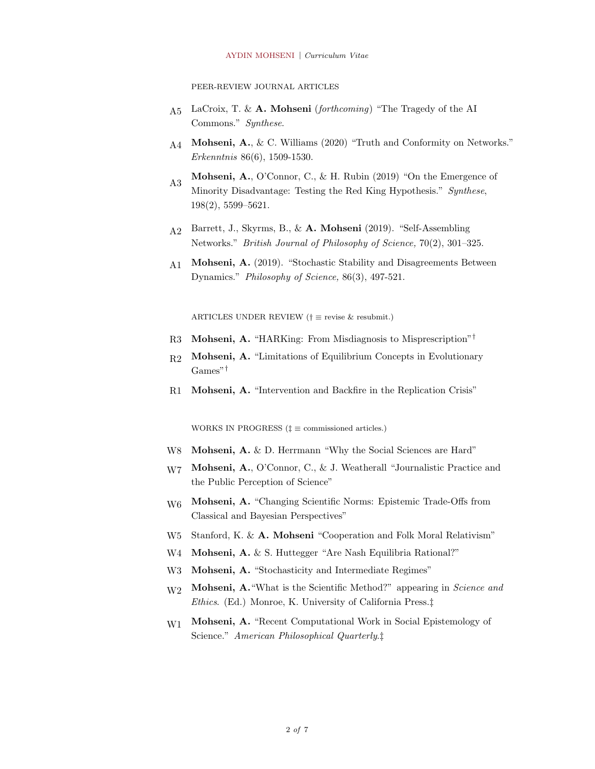## PEER-REVIEW JOURNAL ARTICLES

- A5 LaCroix, T. & **A. Mohseni** (*forthcoming*) "The Tragedy of the AI Commons." *Synthese*.
- A4 **Mohseni, A.**, & C. Williams (2020) "Truth and Conformity on Networks." *Erkenntnis* 86(6), 1509-1530.
- A3 **Mohseni, A.**, O'Connor, C., & H. Rubin (2019) "On the Emergence of Minority Disadvantage: Testing the Red King Hypothesis." *Synthese*, 198(2), 5599–5621.
- A2 Barrett, J., Skyrms, B., & **A. Mohseni** (2019). "Self-Assembling Networks." *British Journal of Philosophy of Science,* 70(2), 301–325.
- A1 **Mohseni, A.** (2019). "Stochastic Stability and Disagreements Between Dynamics." *Philosophy of Science,* 86(3), 497-521.

## ARTICLES UNDER REVIEW († ≡ revise & resubmit.)

- R3 **Mohseni, A.** "HARKing: From Misdiagnosis to Misprescription"†
- R2 **Mohseni, A.** "Limitations of Equilibrium Concepts in Evolutionary Games"†
- R1 **Mohseni, A.** "Intervention and Backfire in the Replication Crisis"

## WORKS IN PROGRESS (‡ ≡ commissioned articles.)

- W8 **Mohseni, A.** & D. Herrmann "Why the Social Sciences are Hard"
- W7 **Mohseni, A.**, O'Connor, C., & J. Weatherall "Journalistic Practice and the Public Perception of Science"
- W6 **Mohseni, A.** "Changing Scientific Norms: Epistemic Trade-Offs from Classical and Bayesian Perspectives"
- W5 Stanford, K. & **A. Mohseni** "Cooperation and Folk Moral Relativism"
- W4 **Mohseni, A.** & S. Huttegger "Are Nash Equilibria Rational?"
- W3 **Mohseni, A.** "Stochasticity and Intermediate Regimes"
- W2 **Mohseni, A.** "What is the Scientific Method?" appearing in *Science and Ethics*. (Ed.) Monroe, K. University of California Press.‡
- W1 **Mohseni, A.** "Recent Computational Work in Social Epistemology of Science." *American Philosophical Quarterly*.‡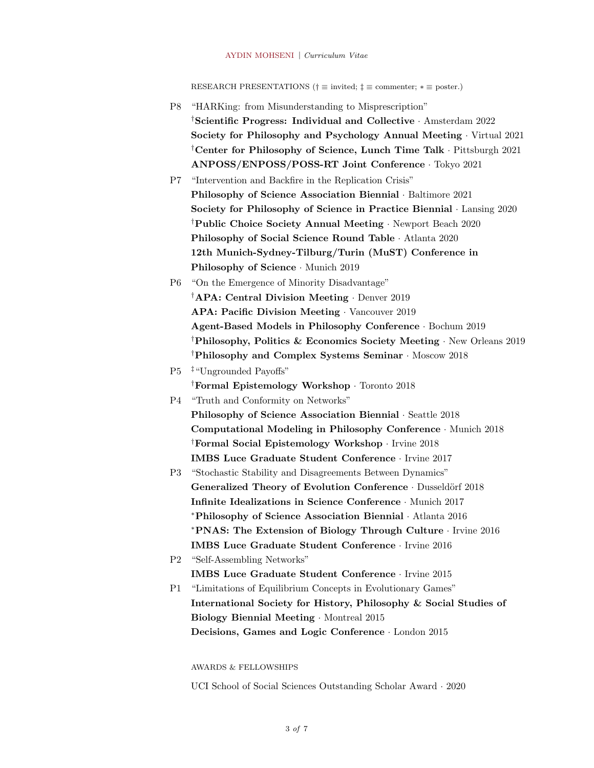## RESEARCH PRESENTATIONS († ≡ invited; ‡ ≡ commenter; ∗ ≡ poster.)

**P8** "HARKing: from Misunderstanding to Misprescription"
- †**Scientific Progress: Individual and Collective** · Amsterdam 2022
- **Society for Philosophy and Psychology Annual Meeting** · Virtual 2021
- †**Center for Philosophy of Science, Lunch Time Talk** · Pittsburgh 2021
- **ANPOSS/ENPOSS/POSS-RT Joint Conference** · Tokyo 2021

**P7** "Intervention and Backfire in the Replication Crisis"
- **Philosophy of Science Association Biennial** · Baltimore 2021
- **Society for Philosophy of Science in Practice Biennial** · Lansing 2020
- †**Public Choice Society Annual Meeting** · Newport Beach 2020
- **Philosophy of Social Science Round Table** · Atlanta 2020
- **12th Munich-Sydney-Tilburg/Turin (MuST) Conference in Philosophy of Science** · Munich 2019

**P6** "On the Emergence of Minority Disadvantage"
- †**APA: Central Division Meeting** · Denver 2019
- **APA: Pacific Division Meeting** · Vancouver 2019
- **Agent-Based Models in Philosophy Conference** · Bochum 2019
- †**Philosophy, Politics & Economics Society Meeting** · New Orleans 2019
- †**Philosophy and Complex Systems Seminar** · Moscow 2018

**P5** ‡"Ungrounded Payoffs"
- †**Formal Epistemology Workshop** · Toronto 2018

**P4** "Truth and Conformity on Networks"
- **Philosophy of Science Association Biennial** · Seattle 2018
- **Computational Modeling in Philosophy Conference** · Munich 2018
- †**Formal Social Epistemology Workshop** · Irvine 2018
- **IMBS Luce Graduate Student Conference** · Irvine 2017

**P3** "Stochastic Stability and Disagreements Between Dynamics"
- **Generalized Theory of Evolution Conference** · Dusseldörf 2018
- **Infinite Idealizations in Science Conference** · Munich 2017
- ∗**Philosophy of Science Association Biennial** · Atlanta 2016
- ∗**PNAS: The Extension of Biology Through Culture** · Irvine 2016
- **IMBS Luce Graduate Student Conference** · Irvine 2016

**P2** "Self-Assembling Networks"
- **IMBS Luce Graduate Student Conference** · Irvine 2015

**P1** "Limitations of Equilibrium Concepts in Evolutionary Games"
- **International Society for History, Philosophy & Social Studies of Biology Biennial Meeting** · Montreal 2015
- **Decisions, Games and Logic Conference** · London 2015

## AWARDS & FELLOWSHIPS

UCI School of Social Sciences Outstanding Scholar Award · 2020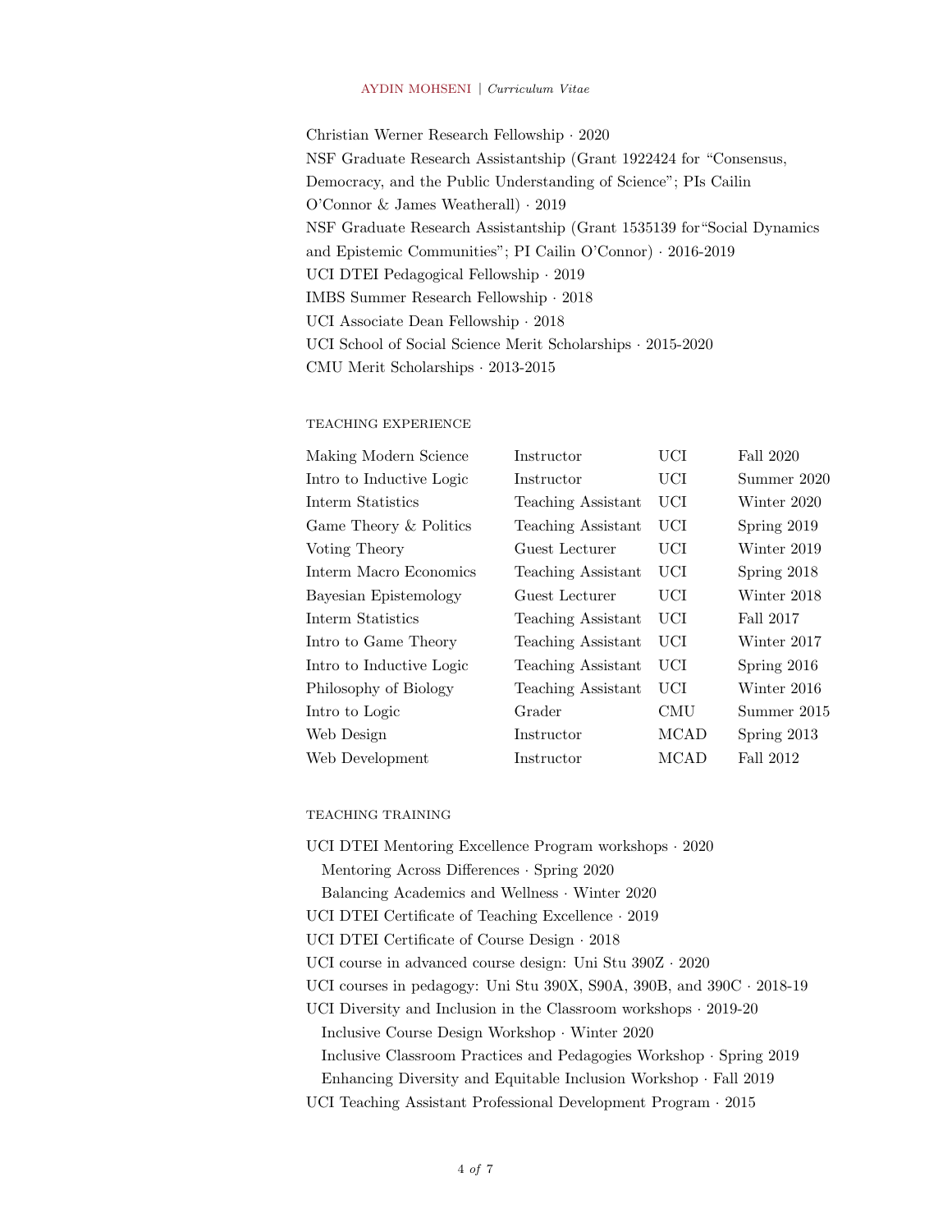Christian Werner Research Fellowship · 2020
NSF Graduate Research Assistantship (Grant 1922424 for "Consensus, Democracy, and the Public Understanding of Science"; PIs Cailin O'Connor & James Weatherall) · 2019
NSF Graduate Research Assistantship (Grant 1535139 for"Social Dynamics and Epistemic Communities"; PI Cailin O'Connor) · 2016-2019
UCI DTEI Pedagogical Fellowship · 2019
IMBS Summer Research Fellowship · 2018
UCI Associate Dean Fellowship · 2018
UCI School of Social Science Merit Scholarships · 2015-2020
CMU Merit Scholarships · 2013-2015

## TEACHING EXPERIENCE

| | | | |
|---|---|---|---|
| Making Modern Science | Instructor | UCI | Fall 2020 |
| Intro to Inductive Logic | Instructor | UCI | Summer 2020 |
| Interm Statistics | Teaching Assistant | UCI | Winter 2020 |
| Game Theory & Politics | Teaching Assistant | UCI | Spring 2019 |
| Voting Theory | Guest Lecturer | UCI | Winter 2019 |
| Interm Macro Economics | Teaching Assistant | UCI | Spring 2018 |
| Bayesian Epistemology | Guest Lecturer | UCI | Winter 2018 |
| Interm Statistics | Teaching Assistant | UCI | Fall 2017 |
| Intro to Game Theory | Teaching Assistant | UCI | Winter 2017 |
| Intro to Inductive Logic | Teaching Assistant | UCI | Spring 2016 |
| Philosophy of Biology | Teaching Assistant | UCI | Winter 2016 |
| Intro to Logic | Grader | CMU | Summer 2015 |
| Web Design | Instructor | MCAD | Spring 2013 |
| Web Development | Instructor | MCAD | Fall 2012 |

## TEACHING TRAINING

UCI DTEI Mentoring Excellence Program workshops · 2020
- Mentoring Across Differences · Spring 2020
- Balancing Academics and Wellness · Winter 2020

UCI DTEI Certificate of Teaching Excellence · 2019
UCI DTEI Certificate of Course Design · 2018
UCI course in advanced course design: Uni Stu 390Z · 2020
UCI courses in pedagogy: Uni Stu 390X, S90A, 390B, and 390C · 2018-19
UCI Diversity and Inclusion in the Classroom workshops · 2019-20
- Inclusive Course Design Workshop · Winter 2020
- Inclusive Classroom Practices and Pedagogies Workshop · Spring 2019
- Enhancing Diversity and Equitable Inclusion Workshop · Fall 2019

UCI Teaching Assistant Professional Development Program · 2015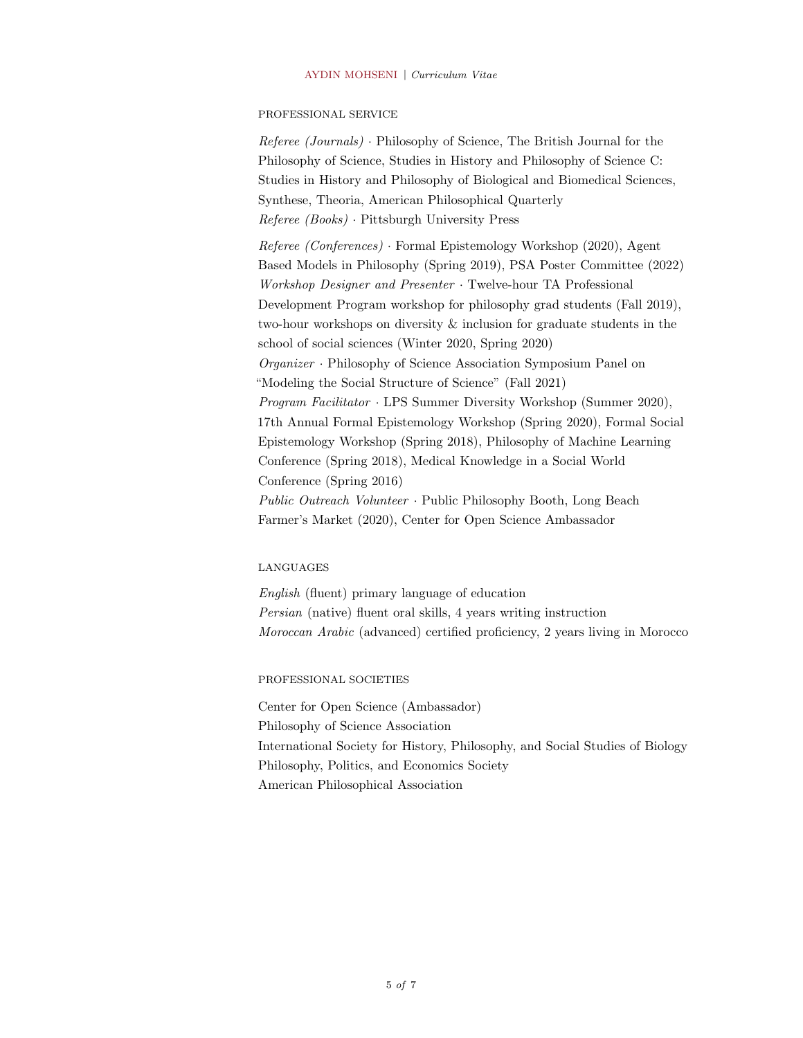## PROFESSIONAL SERVICE

*Referee (Journals)* · Philosophy of Science, The British Journal for the Philosophy of Science, Studies in History and Philosophy of Science C: Studies in History and Philosophy of Biological and Biomedical Sciences, Synthese, Theoria, American Philosophical Quarterly
*Referee (Books)* · Pittsburgh University Press

*Referee (Conferences)* · Formal Epistemology Workshop (2020), Agent Based Models in Philosophy (Spring 2019), PSA Poster Committee (2022)
*Workshop Designer and Presenter* · Twelve-hour TA Professional Development Program workshop for philosophy grad students (Fall 2019), two-hour workshops on diversity & inclusion for graduate students in the school of social sciences (Winter 2020, Spring 2020)
*Organizer* · Philosophy of Science Association Symposium Panel on "Modeling the Social Structure of Science" (Fall 2021)
*Program Facilitator* · LPS Summer Diversity Workshop (Summer 2020), 17th Annual Formal Epistemology Workshop (Spring 2020), Formal Social Epistemology Workshop (Spring 2018), Philosophy of Machine Learning Conference (Spring 2018), Medical Knowledge in a Social World Conference (Spring 2016)
*Public Outreach Volunteer* · Public Philosophy Booth, Long Beach Farmer's Market (2020), Center for Open Science Ambassador

## LANGUAGES

*English* (fluent) primary language of education
*Persian* (native) fluent oral skills, 4 years writing instruction
*Moroccan Arabic* (advanced) certified proficiency, 2 years living in Morocco

## PROFESSIONAL SOCIETIES

Center for Open Science (Ambassador)
Philosophy of Science Association
International Society for History, Philosophy, and Social Studies of Biology
Philosophy, Politics, and Economics Society
American Philosophical Association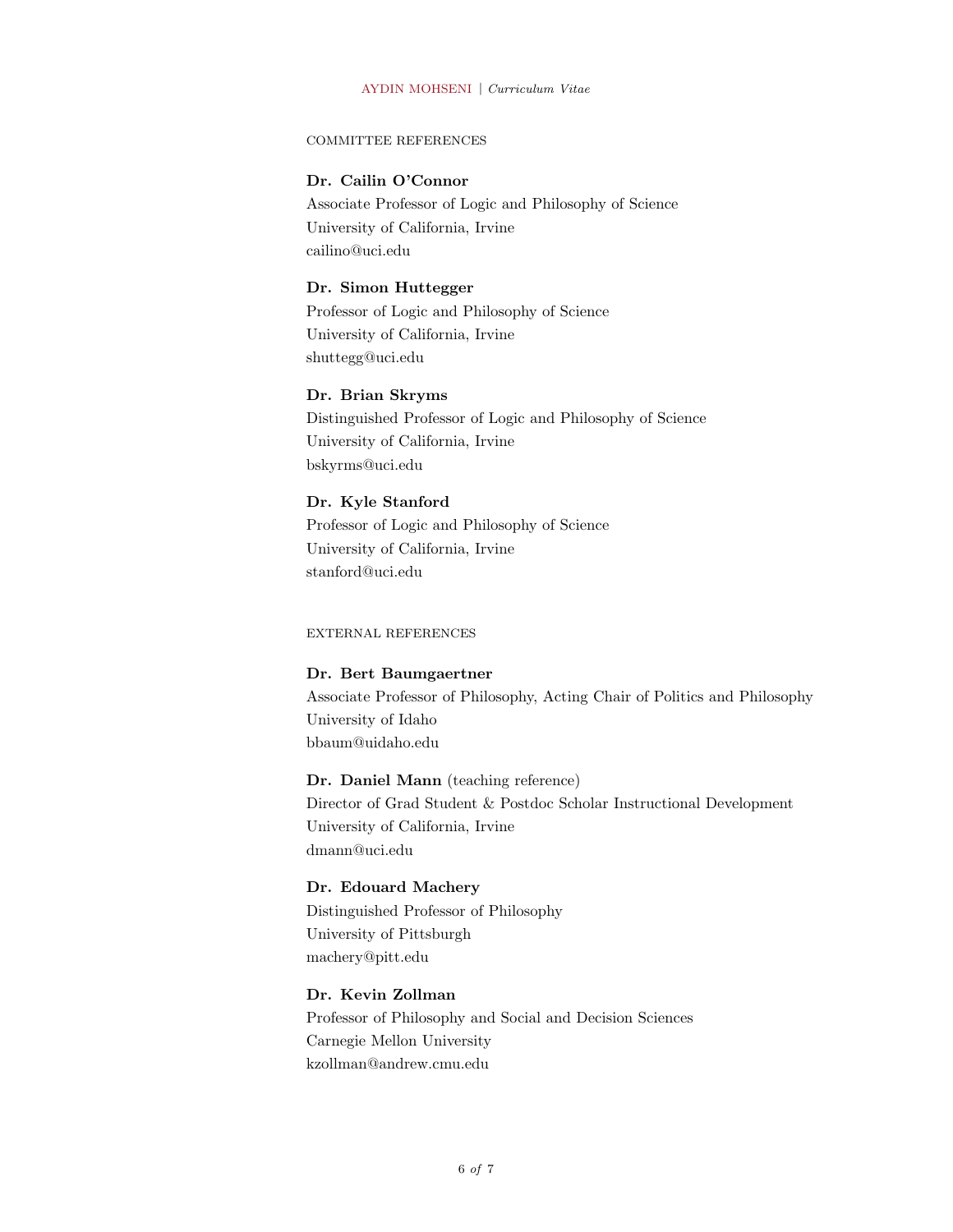## COMMITTEE REFERENCES

**Dr. Cailin O'Connor**
Associate Professor of Logic and Philosophy of Science
University of California, Irvine
cailino@uci.edu

**Dr. Simon Huttegger**
Professor of Logic and Philosophy of Science
University of California, Irvine
shuttegg@uci.edu

**Dr. Brian Skryms**
Distinguished Professor of Logic and Philosophy of Science
University of California, Irvine
bskyrms@uci.edu

**Dr. Kyle Stanford**
Professor of Logic and Philosophy of Science
University of California, Irvine
stanford@uci.edu

## EXTERNAL REFERENCES

**Dr. Bert Baumgaertner**
Associate Professor of Philosophy, Acting Chair of Politics and Philosophy
University of Idaho
bbaum@uidaho.edu

**Dr. Daniel Mann** (teaching reference)
Director of Grad Student & Postdoc Scholar Instructional Development
University of California, Irvine
dmann@uci.edu

**Dr. Edouard Machery**
Distinguished Professor of Philosophy
University of Pittsburgh
machery@pitt.edu

**Dr. Kevin Zollman**
Professor of Philosophy and Social and Decision Sciences
Carnegie Mellon University
kzollman@andrew.cmu.edu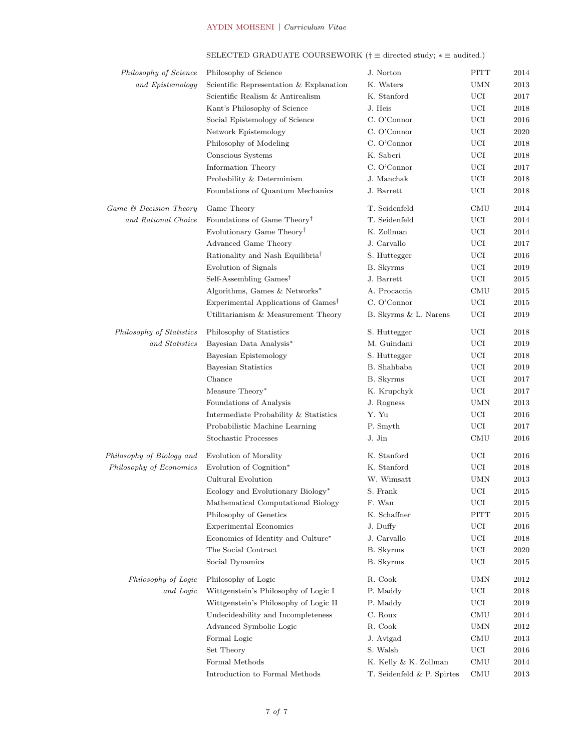## SELECTED GRADUATE COURSEWORK († ≡ directed study; * ≡ audited.)

| | | | | |
|---|---|---|---|---|
| *Philosophy of Science and Epistemology* | Philosophy of Science | J. Norton | PITT | 2014 |
| | Scientific Representation & Explanation | K. Waters | UMN | 2013 |
| | Scientific Realism & Antirealism | K. Stanford | UCI | 2017 |
| | Kant's Philosophy of Science | J. Heis | UCI | 2018 |
| | Social Epistemology of Science | C. O'Connor | UCI | 2016 |
| | Network Epistemology | C. O'Connor | UCI | 2020 |
| | Philosophy of Modeling | C. O'Connor | UCI | 2018 |
| | Conscious Systems | K. Saberi | UCI | 2018 |
| | Information Theory | C. O'Connor | UCI | 2017 |
| | Probability & Determinism | J. Manchak | UCI | 2018 |
| | Foundations of Quantum Mechanics | J. Barrett | UCI | 2018 |
| *Game & Decision Theory and Rational Choice* | Game Theory | T. Seidenfeld | CMU | 2014 |
| | Foundations of Game Theory† | T. Seidenfeld | UCI | 2014 |
| | Evolutionary Game Theory† | K. Zollman | UCI | 2014 |
| | Advanced Game Theory | J. Carvallo | UCI | 2017 |
| | Rationality and Nash Equilibria† | S. Huttegger | UCI | 2016 |
| | Evolution of Signals | B. Skyrms | UCI | 2019 |
| | Self-Assembling Games† | J. Barrett | UCI | 2015 |
| | Algorithms, Games & Networks* | A. Procaccia | CMU | 2015 |
| | Experimental Applications of Games† | C. O'Connor | UCI | 2015 |
| | Utilitarianism & Measurement Theory | B. Skyrms & L. Narens | UCI | 2019 |
| *Philosophy of Statistics and Statistics* | Philosophy of Statistics | S. Huttegger | UCI | 2018 |
| | Bayesian Data Analysis* | M. Guindani | UCI | 2019 |
| | Bayesian Epistemology | S. Huttegger | UCI | 2018 |
| | Bayesian Statistics | B. Shahbaba | UCI | 2019 |
| | Chance | B. Skyrms | UCI | 2017 |
| | Measure Theory* | K. Krupchyk | UCI | 2017 |
| | Foundations of Analysis | J. Rogness | UMN | 2013 |
| | Intermediate Probability & Statistics | Y. Yu | UCI | 2016 |
| | Probabilistic Machine Learning | P. Smyth | UCI | 2017 |
| | Stochastic Processes | J. Jin | CMU | 2016 |
| *Philosophy of Biology and Philosophy of Economics* | Evolution of Morality | K. Stanford | UCI | 2016 |
| | Evolution of Cognition* | K. Stanford | UCI | 2018 |
| | Cultural Evolution | W. Wimsatt | UMN | 2013 |
| | Ecology and Evolutionary Biology* | S. Frank | UCI | 2015 |
| | Mathematical Computational Biology | F. Wan | UCI | 2015 |
| | Philosophy of Genetics | K. Schaffner | PITT | 2015 |
| | Experimental Economics | J. Duffy | UCI | 2016 |
| | Economics of Identity and Culture* | J. Carvallo | UCI | 2018 |
| | The Social Contract | B. Skyrms | UCI | 2020 |
| | Social Dynamics | B. Skyrms | UCI | 2015 |
| *Philosophy of Logic and Logic* | Philosophy of Logic | R. Cook | UMN | 2012 |
| | Wittgenstein's Philosophy of Logic I | P. Maddy | UCI | 2018 |
| | Wittgenstein's Philosophy of Logic II | P. Maddy | UCI | 2019 |
| | Undecideability and Incompleteness | C. Roux | CMU | 2014 |
| | Advanced Symbolic Logic | R. Cook | UMN | 2012 |
| | Formal Logic | J. Avigad | CMU | 2013 |
| | Set Theory | S. Walsh | UCI | 2016 |
| | Formal Methods | K. Kelly & K. Zollman | CMU | 2014 |
| | Introduction to Formal Methods | T. Seidenfeld & P. Spirtes | CMU | 2013 |